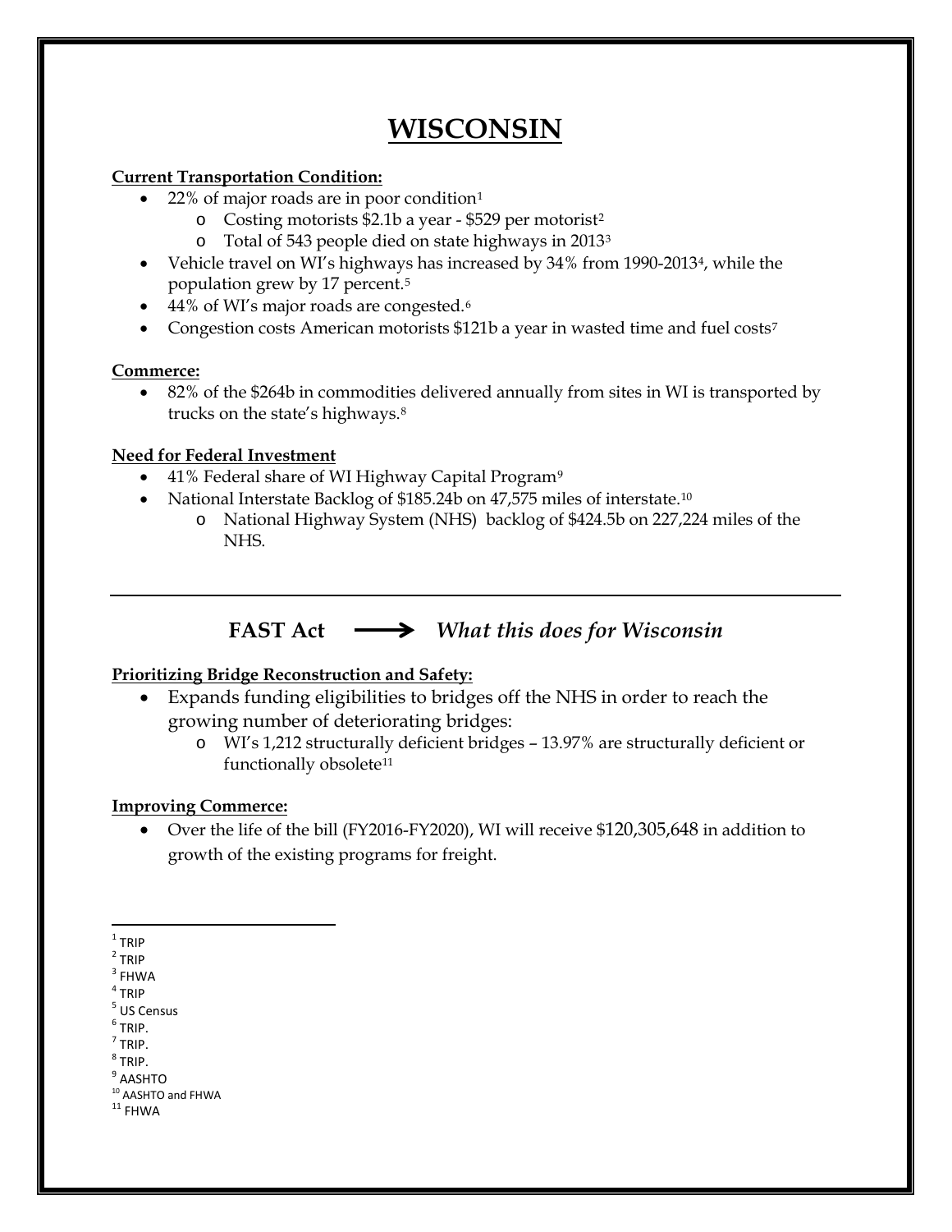# WISCONSIN

**Current Transportation Condition:**

- 22% of major roads are in poor condition[1]
  - Costing motorists $2.1b a year - $529 per motorist[2]
  - Total of 543 people died on state highways in 2013[3]
- Vehicle travel on WI's highways has increased by 34% from 1990-2013[4], while the population grew by 17 percent.[5]
- 44% of WI's major roads are congested.[6]
- Congestion costs American motorists $121b a year in wasted time and fuel costs[7]

**Commerce:**

- 82% of the $264b in commodities delivered annually from sites in WI is transported by trucks on the state's highways.[8]

**Need for Federal Investment**

- 41% Federal share of WI Highway Capital Program[9]
- National Interstate Backlog of $185.24b on 47,575 miles of interstate.[10]
  - National Highway System (NHS) backlog of $424.5b on 227,224 miles of the NHS.

---

## FAST Act ⟶ *What this does for Wisconsin*

**Prioritizing Bridge Reconstruction and Safety:**

- Expands funding eligibilities to bridges off the NHS in order to reach the growing number of deteriorating bridges:
  - WI's 1,212 structurally deficient bridges – 13.97% are structurally deficient or functionally obsolete[11]

**Improving Commerce:**

- Over the life of the bill (FY2016-FY2020), WI will receive $120,305,648 in addition to growth of the existing programs for freight.

---

[1] TRIP
[2] TRIP
[3] FHWA
[4] TRIP
[5] US Census
[6] TRIP.
[7] TRIP.
[8] TRIP.
[9] AASHTO
[10] AASHTO and FHWA
[11] FHWA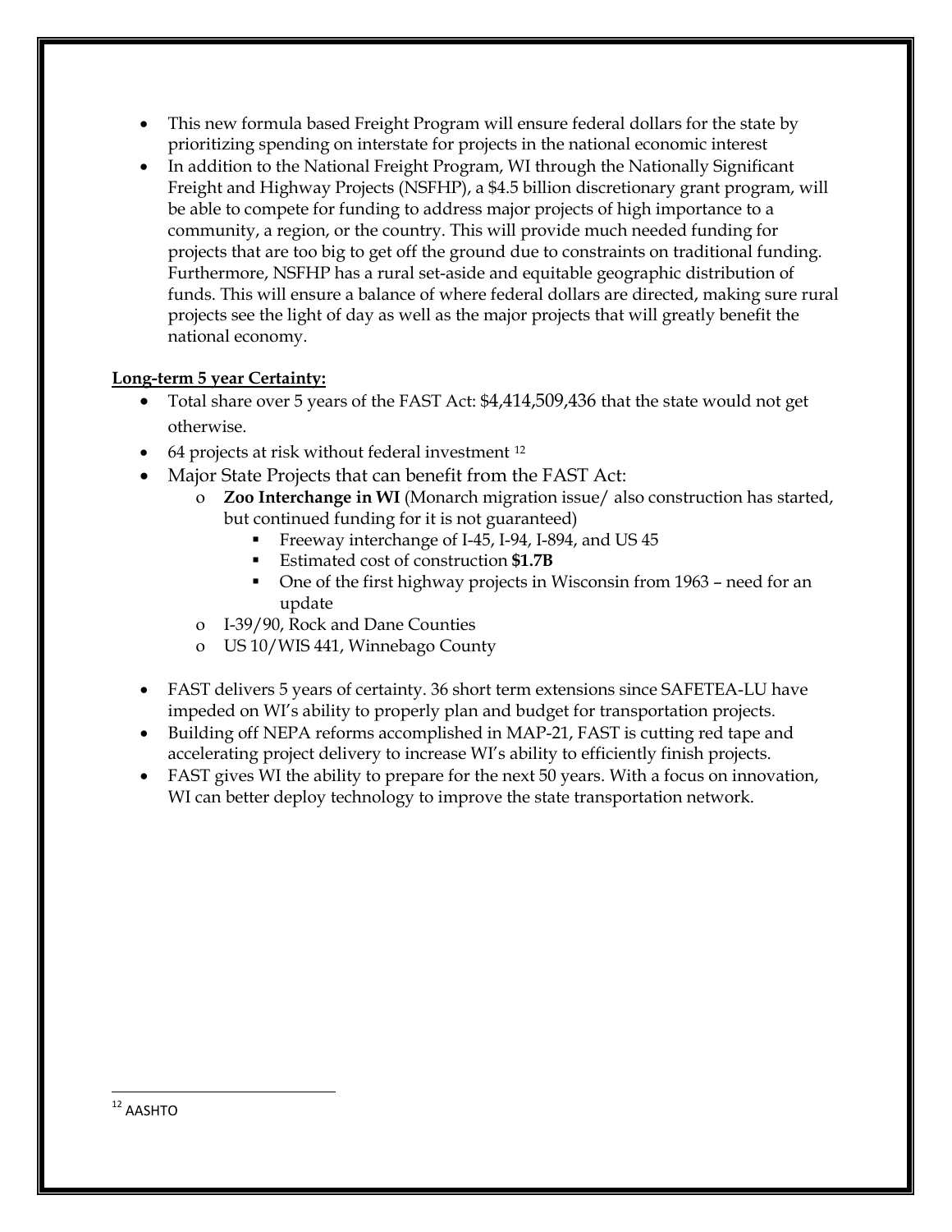- This new formula based Freight Program will ensure federal dollars for the state by prioritizing spending on interstate for projects in the national economic interest
- In addition to the National Freight Program, WI through the Nationally Significant Freight and Highway Projects (NSFHP), a $4.5 billion discretionary grant program, will be able to compete for funding to address major projects of high importance to a community, a region, or the country. This will provide much needed funding for projects that are too big to get off the ground due to constraints on traditional funding. Furthermore, NSFHP has a rural set-aside and equitable geographic distribution of funds. This will ensure a balance of where federal dollars are directed, making sure rural projects see the light of day as well as the major projects that will greatly benefit the national economy.

**Long-term 5 year Certainty:**

- Total share over 5 years of the FAST Act: $4,414,509,436 that the state would not get otherwise.
- 64 projects at risk without federal investment [12]
- Major State Projects that can benefit from the FAST Act:
  - **Zoo Interchange in WI** (Monarch migration issue/ also construction has started, but continued funding for it is not guaranteed)
    - Freeway interchange of I-45, I-94, I-894, and US 45
    - Estimated cost of construction **$1.7B**
    - One of the first highway projects in Wisconsin from 1963 – need for an update
  - I-39/90, Rock and Dane Counties
  - US 10/WIS 441, Winnebago County
- FAST delivers 5 years of certainty. 36 short term extensions since SAFETEA-LU have impeded on WI's ability to properly plan and budget for transportation projects.
- Building off NEPA reforms accomplished in MAP-21, FAST is cutting red tape and accelerating project delivery to increase WI's ability to efficiently finish projects.
- FAST gives WI the ability to prepare for the next 50 years. With a focus on innovation, WI can better deploy technology to improve the state transportation network.

[12] AASHTO